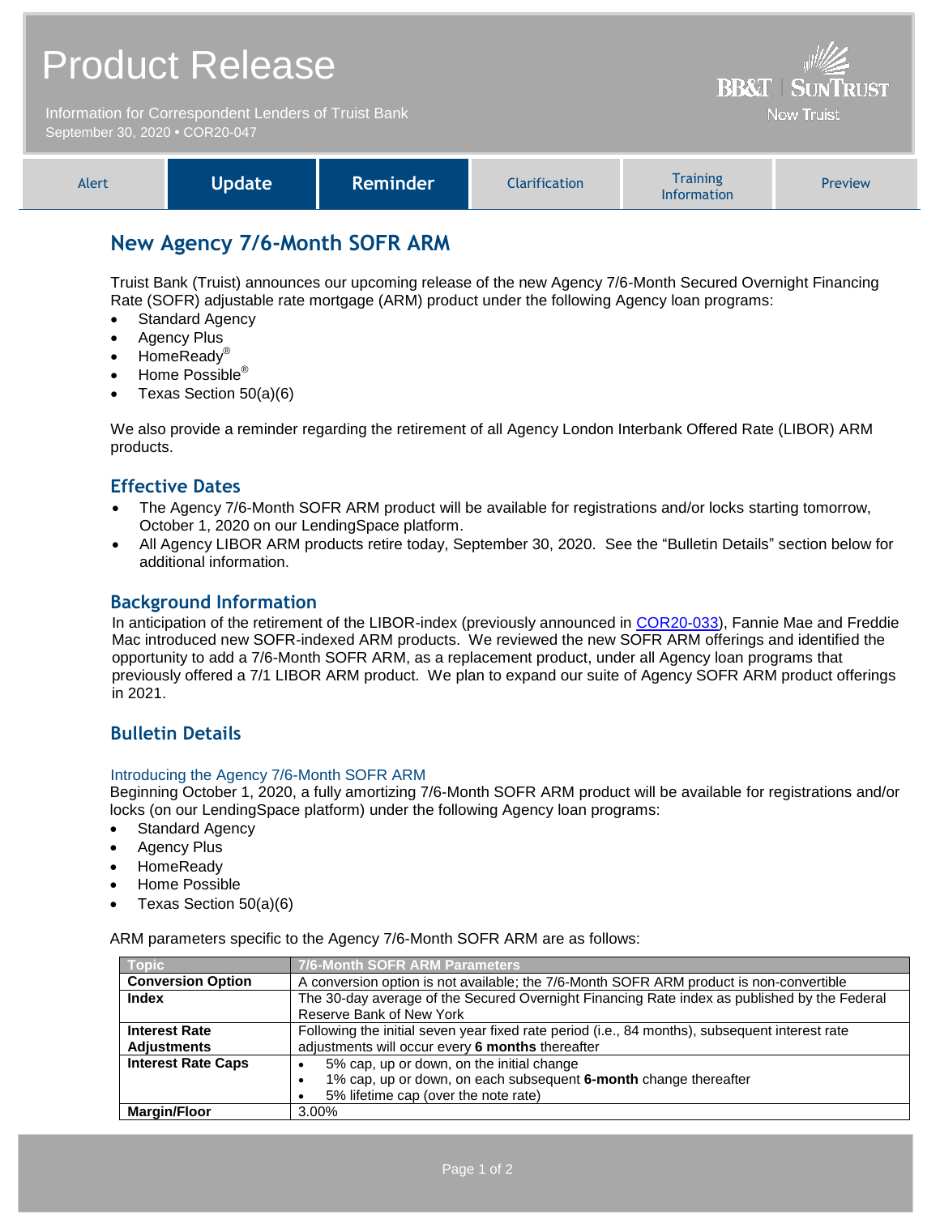# Product Release

Information for Correspondent Lenders of Truist Bank
September 30, 2020 • COR20-047

BB&T | SUNTRUST
Now Truist

| Alert | **Update** | **Reminder** | Clarification | Training Information | Preview |
|---|---|---|---|---|---|

## New Agency 7/6-Month SOFR ARM

Truist Bank (Truist) announces our upcoming release of the new Agency 7/6-Month Secured Overnight Financing Rate (SOFR) adjustable rate mortgage (ARM) product under the following Agency loan programs:

- Standard Agency
- Agency Plus
- HomeReady®
- Home Possible®
- Texas Section 50(a)(6)

We also provide a reminder regarding the retirement of all Agency London Interbank Offered Rate (LIBOR) ARM products.

## Effective Dates

- The Agency 7/6-Month SOFR ARM product will be available for registrations and/or locks starting tomorrow, October 1, 2020 on our LendingSpace platform.
- All Agency LIBOR ARM products retire today, September 30, 2020. See the "Bulletin Details" section below for additional information.

## Background Information

In anticipation of the retirement of the LIBOR-index (previously announced in COR20-033), Fannie Mae and Freddie Mac introduced new SOFR-indexed ARM products. We reviewed the new SOFR ARM offerings and identified the opportunity to add a 7/6-Month SOFR ARM, as a replacement product, under all Agency loan programs that previously offered a 7/1 LIBOR ARM product. We plan to expand our suite of Agency SOFR ARM product offerings in 2021.

## Bulletin Details

### Introducing the Agency 7/6-Month SOFR ARM

Beginning October 1, 2020, a fully amortizing 7/6-Month SOFR ARM product will be available for registrations and/or locks (on our LendingSpace platform) under the following Agency loan programs:

- Standard Agency
- Agency Plus
- HomeReady
- Home Possible
- Texas Section 50(a)(6)

ARM parameters specific to the Agency 7/6-Month SOFR ARM are as follows:

| Topic | 7/6-Month SOFR ARM Parameters |
|---|---|
| **Conversion Option** | A conversion option is not available; the 7/6-Month SOFR ARM product is non-convertible |
| **Index** | The 30-day average of the Secured Overnight Financing Rate index as published by the Federal Reserve Bank of New York |
| **Interest Rate Adjustments** | Following the initial seven year fixed rate period (i.e., 84 months), subsequent interest rate adjustments will occur every **6 months** thereafter |
| **Interest Rate Caps** | • 5% cap, up or down, on the initial change<br>• 1% cap, up or down, on each subsequent **6-month** change thereafter<br>• 5% lifetime cap (over the note rate) |
| **Margin/Floor** | 3.00% |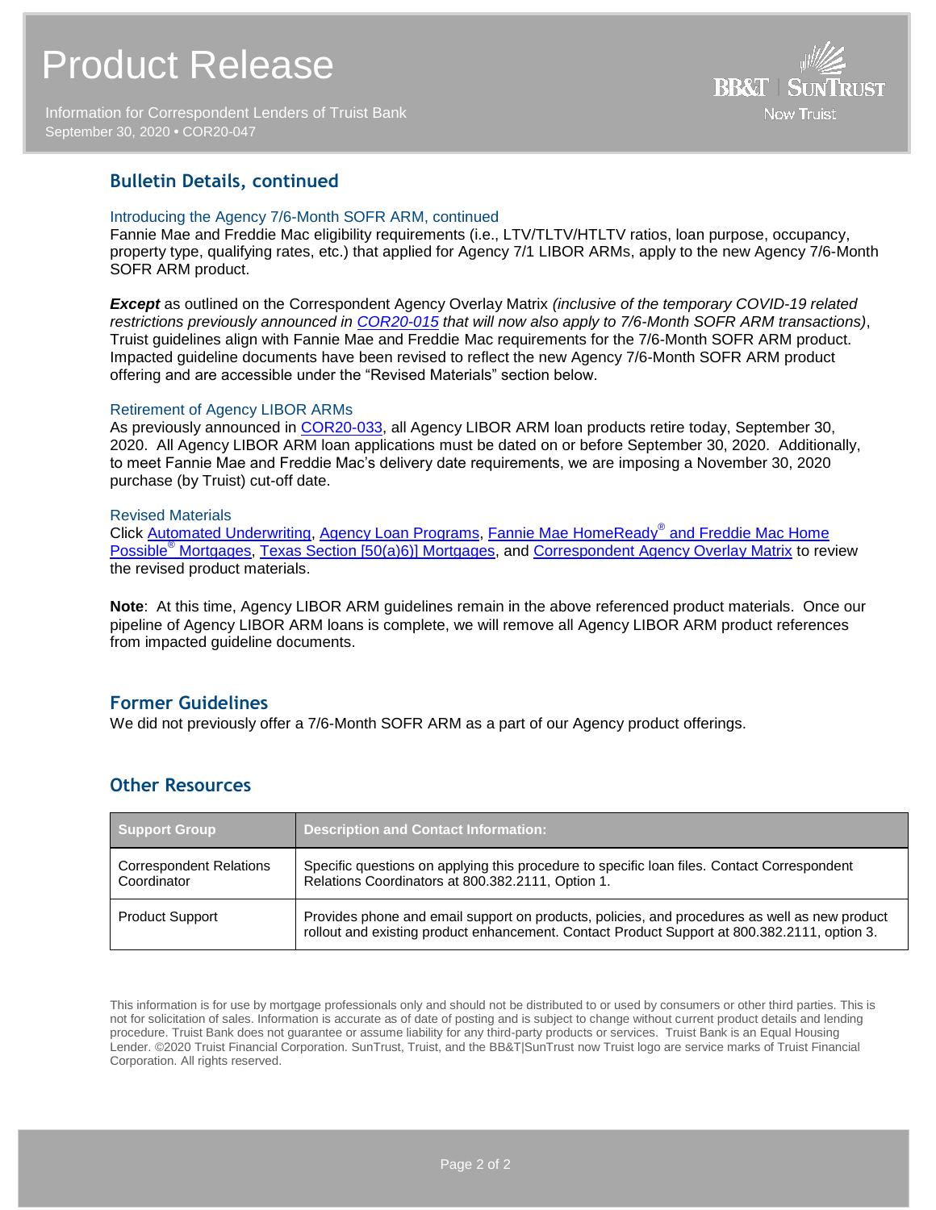## Bulletin Details, continued

### Introducing the Agency 7/6-Month SOFR ARM, continued

Fannie Mae and Freddie Mac eligibility requirements (i.e., LTV/TLTV/HTLTV ratios, loan purpose, occupancy, property type, qualifying rates, etc.) that applied for Agency 7/1 LIBOR ARMs, apply to the new Agency 7/6-Month SOFR ARM product.

***Except*** as outlined on the Correspondent Agency Overlay Matrix *(inclusive of the temporary COVID-19 related restrictions previously announced in COR20-015 that will now also apply to 7/6-Month SOFR ARM transactions)*, Truist guidelines align with Fannie Mae and Freddie Mac requirements for the 7/6-Month SOFR ARM product. Impacted guideline documents have been revised to reflect the new Agency 7/6-Month SOFR ARM product offering and are accessible under the "Revised Materials" section below.

### Retirement of Agency LIBOR ARMs

As previously announced in COR20-033, all Agency LIBOR ARM loan products retire today, September 30, 2020. All Agency LIBOR ARM loan applications must be dated on or before September 30, 2020. Additionally, to meet Fannie Mae and Freddie Mac's delivery date requirements, we are imposing a November 30, 2020 purchase (by Truist) cut-off date.

### Revised Materials

Click Automated Underwriting, Agency Loan Programs, Fannie Mae HomeReady® and Freddie Mac Home Possible® Mortgages, Texas Section [50(a)6)] Mortgages, and Correspondent Agency Overlay Matrix to review the revised product materials.

**Note**: At this time, Agency LIBOR ARM guidelines remain in the above referenced product materials. Once our pipeline of Agency LIBOR ARM loans is complete, we will remove all Agency LIBOR ARM product references from impacted guideline documents.

## Former Guidelines

We did not previously offer a 7/6-Month SOFR ARM as a part of our Agency product offerings.

## Other Resources

| Support Group | Description and Contact Information: |
|---|---|
| Correspondent Relations Coordinator | Specific questions on applying this procedure to specific loan files. Contact Correspondent Relations Coordinators at 800.382.2111, Option 1. |
| Product Support | Provides phone and email support on products, policies, and procedures as well as new product rollout and existing product enhancement. Contact Product Support at 800.382.2111, option 3. |

This information is for use by mortgage professionals only and should not be distributed to or used by consumers or other third parties. This is not for solicitation of sales. Information is accurate as of date of posting and is subject to change without current product details and lending procedure. Truist Bank does not guarantee or assume liability for any third-party products or services. Truist Bank is an Equal Housing Lender. ©2020 Truist Financial Corporation. SunTrust, Truist, and the BB&T|SunTrust now Truist logo are service marks of Truist Financial Corporation. All rights reserved.